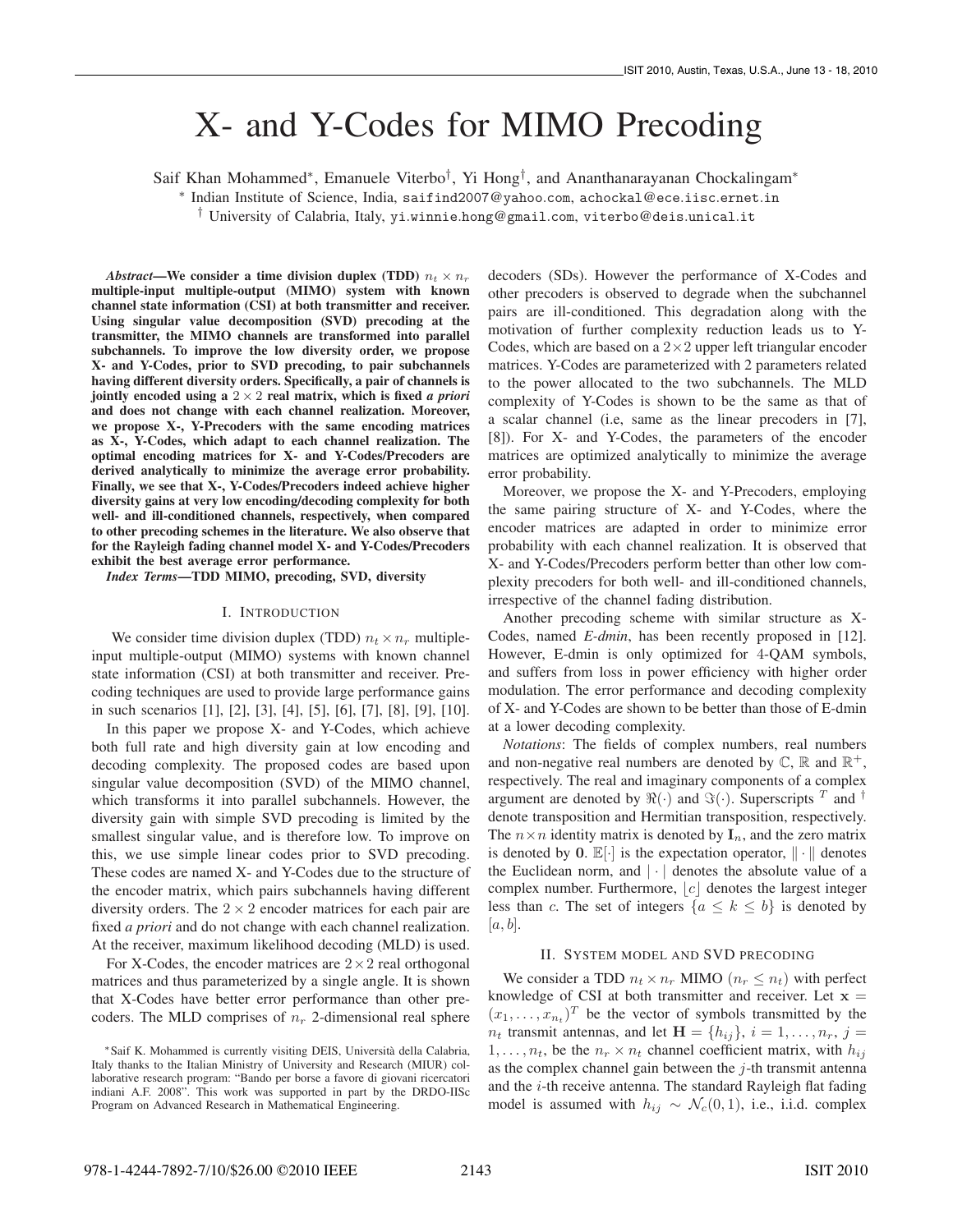# X- and Y-Codes for MIMO Precoding

Saif Khan Mohammed*, Emanuele Viterbo†, Yi Hong†, and Ananthanarayanan Chockalingam*

\* Indian Institute of Science, India, saifind2007@yahoo.com, achockal@ece.iisc.ernet.in

† University of Calabria, Italy, yi.winnie.hong@gmail.com, viterbo@deis.unical.it

***Abstract*—We consider a time division duplex (TDD) $n_t \times n_r$ multiple-input multiple-output (MIMO) system with known channel state information (CSI) at both transmitter and receiver. Using singular value decomposition (SVD) precoding at the transmitter, the MIMO channels are transformed into parallel subchannels. To improve the low diversity order, we propose X- and Y-Codes, prior to SVD precoding, to pair subchannels having different diversity orders. Specifically, a pair of channels is jointly encoded using a $2 \times 2$ real matrix, which is fixed *a priori* and does not change with each channel realization. Moreover, we propose X-, Y-Precoders with the same encoding matrices as X-, Y-Codes, which adapt to each channel realization. The optimal encoding matrices for X- and Y-Codes/Precoders are derived analytically to minimize the average error probability. Finally, we see that X-, Y-Codes/Precoders indeed achieve higher diversity gains at very low encoding/decoding complexity for both well- and ill-conditioned channels, respectively, when compared to other precoding schemes in the literature. We also observe that for the Rayleigh fading channel model X- and Y-Codes/Precoders exhibit the best average error performance.**

***Index Terms*—TDD MIMO, precoding, SVD, diversity**

## I. Introduction

We consider time division duplex (TDD) $n_t \times n_r$ multiple-input multiple-output (MIMO) systems with known channel state information (CSI) at both transmitter and receiver. Precoding techniques are used to provide large performance gains in such scenarios [1], [2], [3], [4], [5], [6], [7], [8], [9], [10].

In this paper we propose X- and Y-Codes, which achieve both full rate and high diversity gain at low encoding and decoding complexity. The proposed codes are based upon singular value decomposition (SVD) of the MIMO channel, which transforms it into parallel subchannels. However, the diversity gain with simple SVD precoding is limited by the smallest singular value, and is therefore low. To improve on this, we use simple linear codes prior to SVD precoding. These codes are named X- and Y-Codes due to the structure of the encoder matrix, which pairs subchannels having different diversity orders. The $2 \times 2$ encoder matrices for each pair are fixed *a priori* and do not change with each channel realization. At the receiver, maximum likelihood decoding (MLD) is used.

For X-Codes, the encoder matrices are $2 \times 2$ real orthogonal matrices and thus parameterized by a single angle. It is shown that X-Codes have better error performance than other precoders. The MLD comprises of $n_r$ 2-dimensional real sphere decoders (SDs). However the performance of X-Codes and other precoders is observed to degrade when the subchannel pairs are ill-conditioned. This degradation along with the motivation of further complexity reduction leads us to Y-Codes, which are based on a $2 \times 2$ upper left triangular encoder matrices. Y-Codes are parameterized with 2 parameters related to the power allocated to the two subchannels. The MLD complexity of Y-Codes is shown to be the same as that of a scalar channel (i.e, same as the linear precoders in [7], [8]). For X- and Y-Codes, the parameters of the encoder matrices are optimized analytically to minimize the average error probability.

Moreover, we propose the X- and Y-Precoders, employing the same pairing structure of X- and Y-Codes, where the encoder matrices are adapted in order to minimize error probability with each channel realization. It is observed that X- and Y-Codes/Precoders perform better than other low complexity precoders for both well- and ill-conditioned channels, irrespective of the channel fading distribution.

Another precoding scheme with similar structure as X-Codes, named *E-dmin*, has been recently proposed in [12]. However, E-dmin is only optimized for 4-QAM symbols, and suffers from loss in power efficiency with higher order modulation. The error performance and decoding complexity of X- and Y-Codes are shown to be better than those of E-dmin at a lower decoding complexity.

*Notations*: The fields of complex numbers, real numbers and non-negative real numbers are denoted by $\mathbb{C}$, $\mathbb{R}$ and $\mathbb{R}^+$, respectively. The real and imaginary components of a complex argument are denoted by $\Re(\cdot)$ and $\Im(\cdot)$. Superscripts $^T$ and $^\dagger$ denote transposition and Hermitian transposition, respectively. The $n \times n$ identity matrix is denoted by $\mathbf{I}_n$, and the zero matrix is denoted by $\mathbf{0}$. $\mathbb{E}[\cdot]$ is the expectation operator, $\|\cdot\|$ denotes the Euclidean norm, and $|\cdot|$ denotes the absolute value of a complex number. Furthermore, $\lfloor c \rfloor$ denotes the largest integer less than $c$. The set of integers $\{a \leq k \leq b\}$ is denoted by $[a, b]$.

## II. System model and SVD precoding

We consider a TDD $n_t \times n_r$ MIMO ($n_r \leq n_t$) with perfect knowledge of CSI at both transmitter and receiver. Let $\mathbf{x} = (x_1, \ldots, x_{n_t})^T$ be the vector of symbols transmitted by the $n_t$ transmit antennas, and let $\mathbf{H} = \{h_{ij}\}$, $i = 1, \ldots, n_r$, $j = 1, \ldots, n_t$, be the $n_r \times n_t$ channel coefficient matrix, with $h_{ij}$ as the complex channel gain between the $j$-th transmit antenna and the $i$-th receive antenna. The standard Rayleigh flat fading model is assumed with $h_{ij} \sim \mathcal{N}_c(0, 1)$, i.e., i.i.d. complex

\*Saif K. Mohammed is currently visiting DEIS, Università della Calabria, Italy thanks to the Italian Ministry of University and Research (MIUR) collaborative research program: "Bando per borse a favore di giovani ricercatori indiani A.F. 2008". This work was supported in part by the DRDO-IISc Program on Advanced Research in Mathematical Engineering.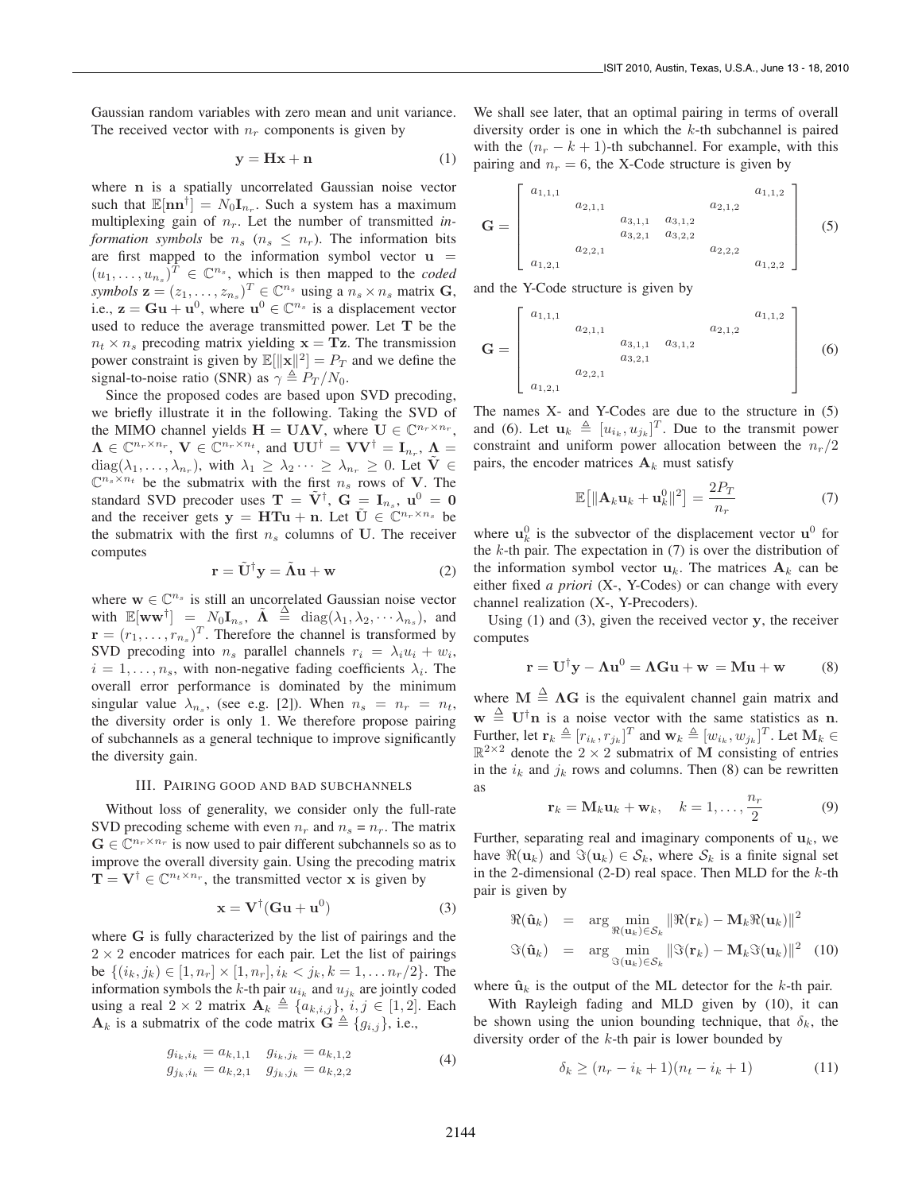Gaussian random variables with zero mean and unit variance. The received vector with $n_r$ components is given by

$$\mathbf{y} = \mathbf{H}\mathbf{x} + \mathbf{n} \tag{1}$$

where $\mathbf{n}$ is a spatially uncorrelated Gaussian noise vector such that $\mathbb{E}[\mathbf{n}\mathbf{n}^\dagger] = N_0\mathbf{I}_{n_r}$. Such a system has a maximum multiplexing gain of $n_r$. Let the number of transmitted *information symbols* be $n_s$ ($n_s \leq n_r$). The information bits are first mapped to the information symbol vector $\mathbf{u} = (u_1, \ldots, u_{n_s})^T \in \mathbb{C}^{n_s}$, which is then mapped to the *coded symbols* $\mathbf{z} = (z_1, \ldots, z_{n_s})^T \in \mathbb{C}^{n_s}$ using a $n_s \times n_s$ matrix $\mathbf{G}$, i.e., $\mathbf{z} = \mathbf{G}\mathbf{u} + \mathbf{u}^0$, where $\mathbf{u}^0 \in \mathbb{C}^{n_s}$ is a displacement vector used to reduce the average transmitted power. Let $\mathbf{T}$ be the $n_t \times n_s$ precoding matrix yielding $\mathbf{x} = \mathbf{T}\mathbf{z}$. The transmission power constraint is given by $\mathbb{E}[\|\mathbf{x}\|^2] = P_T$ and we define the signal-to-noise ratio (SNR) as $\gamma \triangleq P_T/N_0$.

Since the proposed codes are based upon SVD precoding, we briefly illustrate it in the following. Taking the SVD of the MIMO channel yields $\mathbf{H} = \mathbf{U}\mathbf{\Lambda}\mathbf{V}$, where $\mathbf{U} \in \mathbb{C}^{n_r \times n_r}$, $\mathbf{\Lambda} \in \mathbb{C}^{n_r \times n_r}$, $\mathbf{V} \in \mathbb{C}^{n_r \times n_t}$, and $\mathbf{U}\mathbf{U}^\dagger = \mathbf{V}\mathbf{V}^\dagger = \mathbf{I}_{n_r}$, $\mathbf{\Lambda} = \text{diag}(\lambda_1, \ldots, \lambda_{n_r})$, with $\lambda_1 \geq \lambda_2 \cdots \geq \lambda_{n_r} \geq 0$. Let $\tilde{\mathbf{V}} \in \mathbb{C}^{n_s \times n_t}$ be the submatrix with the first $n_s$ rows of $\mathbf{V}$. The standard SVD precoder uses $\mathbf{T} = \tilde{\mathbf{V}}^\dagger$, $\mathbf{G} = \mathbf{I}_{n_s}$, $\mathbf{u}^0 = \mathbf{0}$ and the receiver gets $\mathbf{y} = \mathbf{H}\mathbf{T}\mathbf{u} + \mathbf{n}$. Let $\tilde{\mathbf{U}} \in \mathbb{C}^{n_r \times n_s}$ be the submatrix with the first $n_s$ columns of $\mathbf{U}$. The receiver computes

$$\mathbf{r} = \tilde{\mathbf{U}}^\dagger \mathbf{y} = \tilde{\mathbf{\Lambda}}\mathbf{u} + \mathbf{w} \tag{2}$$

where $\mathbf{w} \in \mathbb{C}^{n_s}$ is still an uncorrelated Gaussian noise vector with $\mathbb{E}[\mathbf{w}\mathbf{w}^\dagger] = N_0\mathbf{I}_{n_s}$, $\tilde{\mathbf{\Lambda}} \triangleq \text{diag}(\lambda_1, \lambda_2, \cdots \lambda_{n_s})$, and $\mathbf{r} = (r_1, \ldots, r_{n_s})^T$. Therefore the channel is transformed by SVD precoding into $n_s$ parallel channels $r_i = \lambda_i u_i + w_i$, $i = 1, \ldots, n_s$, with non-negative fading coefficients $\lambda_i$. The overall error performance is dominated by the minimum singular value $\lambda_{n_s}$, (see e.g. [2]). When $n_s = n_r = n_t$, the diversity order is only 1. We therefore propose pairing of subchannels as a general technique to improve significantly the diversity gain.

## III. Pairing good and bad subchannels

Without loss of generality, we consider only the full-rate SVD precoding scheme with even $n_r$ and $n_s = n_r$. The matrix $\mathbf{G} \in \mathbb{C}^{n_r \times n_r}$ is now used to pair different subchannels so as to improve the overall diversity gain. Using the precoding matrix $\mathbf{T} = \mathbf{V}^\dagger \in \mathbb{C}^{n_t \times n_r}$, the transmitted vector $\mathbf{x}$ is given by

$$\mathbf{x} = \mathbf{V}^\dagger(\mathbf{G}\mathbf{u} + \mathbf{u}^0) \tag{3}$$

where $\mathbf{G}$ is fully characterized by the list of pairings and the $2 \times 2$ encoder matrices for each pair. Let the list of pairings be $\{(i_k, j_k) \in [1, n_r] \times [1, n_r], i_k < j_k, k = 1, \ldots n_r/2\}$. The information symbols the $k$-th pair $u_{i_k}$ and $u_{j_k}$ are jointly coded using a real $2 \times 2$ matrix $\mathbf{A}_k \triangleq \{a_{k,i,j}\}$, $i, j \in [1, 2]$. Each $\mathbf{A}_k$ is a submatrix of the code matrix $\mathbf{G} \triangleq \{g_{i,j}\}$, i.e.,

$$\begin{array}{ll} g_{i_k,i_k} = a_{k,1,1} & g_{i_k,j_k} = a_{k,1,2} \\ g_{j_k,i_k} = a_{k,2,1} & g_{j_k,j_k} = a_{k,2,2} \end{array} \tag{4}$$

We shall see later, that an optimal pairing in terms of overall diversity order is one in which the $k$-th subchannel is paired with the $(n_r - k + 1)$-th subchannel. For example, with this pairing and $n_r = 6$, the X-Code structure is given by

$$\mathbf{G} = \begin{bmatrix} a_{1,1,1} & & & & & a_{1,1,2} \\ & a_{2,1,1} & & & a_{2,1,2} & \\ & & a_{3,1,1} & a_{3,1,2} & & \\ & & a_{3,2,1} & a_{3,2,2} & & \\ & a_{2,2,1} & & & a_{2,2,2} & \\ a_{1,2,1} & & & & & a_{1,2,2} \end{bmatrix} \tag{5}$$

and the Y-Code structure is given by

$$\mathbf{G} = \begin{bmatrix} a_{1,1,1} & & & & & a_{1,1,2} \\ & a_{2,1,1} & & & a_{2,1,2} & \\ & & a_{3,1,1} & a_{3,1,2} & & \\ & & a_{3,2,1} & & & \\ & a_{2,2,1} & & & & \\ a_{1,2,1} & & & & & \end{bmatrix} \tag{6}$$

The names X- and Y-Codes are due to the structure in (5) and (6). Let $\mathbf{u}_k \triangleq [u_{i_k}, u_{j_k}]^T$. Due to the transmit power constraint and uniform power allocation between the $n_r/2$ pairs, the encoder matrices $\mathbf{A}_k$ must satisfy

$$\mathbb{E}\left[\|\mathbf{A}_k\mathbf{u}_k + \mathbf{u}_k^0\|^2\right] = \frac{2P_T}{n_r} \tag{7}$$

where $\mathbf{u}_k^0$ is the subvector of the displacement vector $\mathbf{u}^0$ for the $k$-th pair. The expectation in (7) is over the distribution of the information symbol vector $\mathbf{u}_k$. The matrices $\mathbf{A}_k$ can be either fixed *a priori* (X-, Y-Codes) or can change with every channel realization (X-, Y-Precoders).

Using (1) and (3), given the received vector $\mathbf{y}$, the receiver computes

$$\mathbf{r} = \mathbf{U}^\dagger\mathbf{y} - \mathbf{\Lambda}\mathbf{u}^0 = \mathbf{\Lambda}\mathbf{G}\mathbf{u} + \mathbf{w} = \mathbf{M}\mathbf{u} + \mathbf{w} \tag{8}$$

where $\mathbf{M} \triangleq \mathbf{\Lambda}\mathbf{G}$ is the equivalent channel gain matrix and $\mathbf{w} \triangleq \mathbf{U}^\dagger\mathbf{n}$ is a noise vector with the same statistics as $\mathbf{n}$. Further, let $\mathbf{r}_k \triangleq [r_{i_k}, r_{j_k}]^T$ and $\mathbf{w}_k \triangleq [w_{i_k}, w_{j_k}]^T$. Let $\mathbf{M}_k \in \mathbb{R}^{2\times 2}$ denote the $2 \times 2$ submatrix of $\mathbf{M}$ consisting of entries in the $i_k$ and $j_k$ rows and columns. Then (8) can be rewritten as

$$\mathbf{r}_k = \mathbf{M}_k\mathbf{u}_k + \mathbf{w}_k, \quad k = 1, \ldots, \frac{n_r}{2} \tag{9}$$

Further, separating real and imaginary components of $\mathbf{u}_k$, we have $\Re(\mathbf{u}_k)$ and $\Im(\mathbf{u}_k) \in \mathcal{S}_k$, where $\mathcal{S}_k$ is a finite signal set in the 2-dimensional (2-D) real space. Then MLD for the $k$-th pair is given by

$$\begin{aligned} \Re(\hat{\mathbf{u}}_k) &= \arg\min_{\Re(\mathbf{u}_k)\in\mathcal{S}_k} \|\Re(\mathbf{r}_k) - \mathbf{M}_k\Re(\mathbf{u}_k)\|^2 \\ \Im(\hat{\mathbf{u}}_k) &= \arg\min_{\Im(\mathbf{u}_k)\in\mathcal{S}_k} \|\Im(\mathbf{r}_k) - \mathbf{M}_k\Im(\mathbf{u}_k)\|^2 \end{aligned} \tag{10}$$

where $\hat{\mathbf{u}}_k$ is the output of the ML detector for the $k$-th pair.

With Rayleigh fading and MLD given by (10), it can be shown using the union bounding technique, that $\delta_k$, the diversity order of the $k$-th pair is lower bounded by

$$\delta_k \geq (n_r - i_k + 1)(n_t - i_k + 1) \tag{11}$$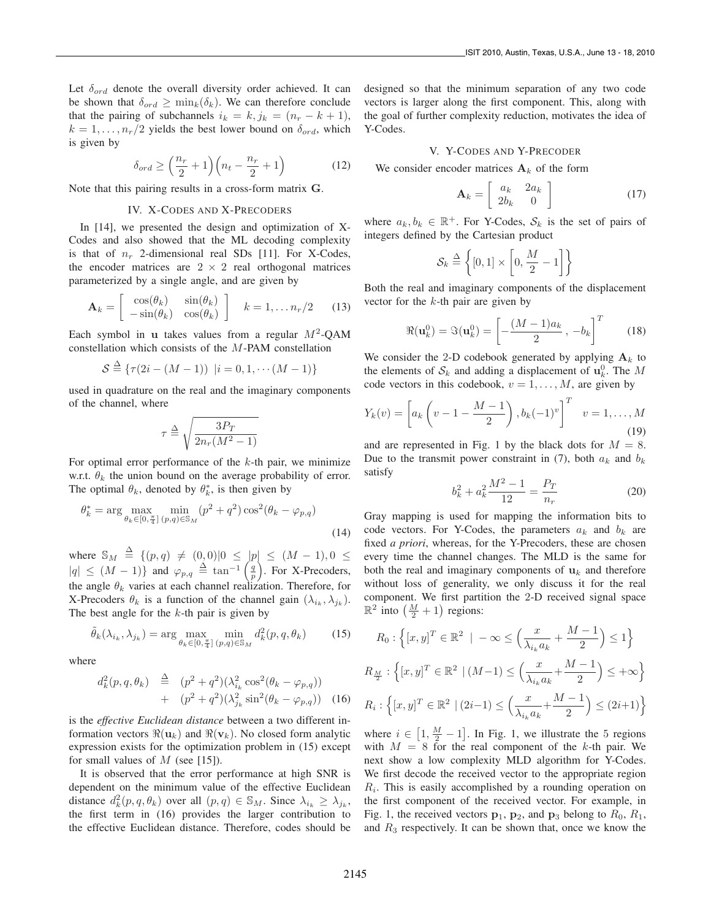Let $\delta_{ord}$ denote the overall diversity order achieved. It can be shown that $\delta_{ord} \geq \min_k(\delta_k)$. We can therefore conclude that the pairing of subchannels $i_k = k, j_k = (n_r - k + 1)$, $k = 1, \ldots, n_r/2$ yields the best lower bound on $\delta_{ord}$, which is given by

$$\delta_{ord} \geq \left(\frac{n_r}{2} + 1\right)\left(n_t - \frac{n_r}{2} + 1\right) \tag{12}$$

Note that this pairing results in a cross-form matrix $\mathbf{G}$.

## IV. X-Codes and X-Precoders

In [14], we presented the design and optimization of X-Codes and also showed that the ML decoding complexity is that of $n_r$ 2-dimensional real SDs [11]. For X-Codes, the encoder matrices are $2 \times 2$ real orthogonal matrices parameterized by a single angle, and are given by

$$\mathbf{A}_k = \begin{bmatrix} \cos(\theta_k) & \sin(\theta_k) \\ -\sin(\theta_k) & \cos(\theta_k) \end{bmatrix} \quad k = 1, \ldots n_r/2 \tag{13}$$

Each symbol in $\mathbf{u}$ takes values from a regular $M^2$-QAM constellation which consists of the $M$-PAM constellation

$$\mathcal{S} \stackrel{\Delta}{=} \{\tau(2i - (M-1)) \ | i = 0, 1, \cdots (M-1)\}$$

used in quadrature on the real and the imaginary components of the channel, where

$$\tau \stackrel{\Delta}{=} \sqrt{\frac{3P_T}{2n_r(M^2-1)}}$$

For optimal error performance of the $k$-th pair, we minimize w.r.t. $\theta_k$ the union bound on the average probability of error. The optimal $\theta_k$, denoted by $\theta_k^*$, is then given by

$$\theta_k^* = \arg \max_{\theta_k \in [0, \frac{\pi}{4}]} \min_{(p,q) \in \mathbb{S}_M} (p^2 + q^2)\cos^2(\theta_k - \varphi_{p,q}) \tag{14}$$

where $\mathbb{S}_M \stackrel{\Delta}{=} \{(p,q) \neq (0,0) | 0 \leq |p| \leq (M-1), 0 \leq |q| \leq (M-1)\}$ and $\varphi_{p,q} \stackrel{\Delta}{=} \tan^{-1}\left(\frac{q}{p}\right)$. For X-Precoders, the angle $\theta_k$ varies at each channel realization. Therefore, for X-Precoders $\theta_k$ is a function of the channel gain $(\lambda_{i_k}, \lambda_{j_k})$. The best angle for the $k$-th pair is given by

$$\tilde{\theta}_k(\lambda_{i_k}, \lambda_{j_k}) = \arg \max_{\theta_k \in [0, \frac{\pi}{4}]} \min_{(p,q) \in \mathbb{S}_M} d_k^2(p,q,\theta_k) \tag{15}$$

where

$$\begin{aligned} d_k^2(p,q,\theta_k) \quad &\stackrel{\Delta}{=} \quad (p^2+q^2)(\lambda_{i_k}^2 \cos^2(\theta_k - \varphi_{p,q})) \\ &+ \quad (p^2+q^2)(\lambda_{j_k}^2 \sin^2(\theta_k - \varphi_{p,q})) \end{aligned} \tag{16}$$

is the *effective Euclidean distance* between a two different information vectors $\Re(\mathbf{u}_k)$ and $\Re(\mathbf{v}_k)$. No closed form analytic expression exists for the optimization problem in (15) except for small values of $M$ (see [15]).

It is observed that the error performance at high SNR is dependent on the minimum value of the effective Euclidean distance $d_k^2(p,q,\theta_k)$ over all $(p,q) \in \mathbb{S}_M$. Since $\lambda_{i_k} \geq \lambda_{j_k}$, the first term in (16) provides the larger contribution to the effective Euclidean distance. Therefore, codes should be designed so that the minimum separation of any two code vectors is larger along the first component. This, along with the goal of further complexity reduction, motivates the idea of Y-Codes.

## V. Y-Codes and Y-Precoder

We consider encoder matrices $\mathbf{A}_k$ of the form

$$\mathbf{A}_k = \begin{bmatrix} a_k & 2a_k \\ 2b_k & 0 \end{bmatrix} \tag{17}$$

where $a_k, b_k \in \mathbb{R}^+$. For Y-Codes, $\mathcal{S}_k$ is the set of pairs of integers defined by the Cartesian product

$$\mathcal{S}_k \stackrel{\Delta}{=} \left\{[0,1] \times \left[0, \frac{M}{2} - 1\right]\right\}$$

Both the real and imaginary components of the displacement vector for the $k$-th pair are given by

$$\Re(\mathbf{u}_k^0) = \Im(\mathbf{u}_k^0) = \left[-\frac{(M-1)a_k}{2}\ ,\ -b_k\right]^T \tag{18}$$

We consider the 2-D codebook generated by applying $\mathbf{A}_k$ to the elements of $\mathcal{S}_k$ and adding a displacement of $\mathbf{u}_k^0$. The $M$ code vectors in this codebook, $v = 1, \ldots, M$, are given by

$$Y_k(v) = \left[a_k\left(v - 1 - \frac{M-1}{2}\right), b_k(-1)^v\right]^T \quad v = 1, \ldots, M \tag{19}$$

and are represented in Fig. 1 by the black dots for $M = 8$. Due to the transmit power constraint in (7), both $a_k$ and $b_k$ satisfy

$$b_k^2 + a_k^2\frac{M^2-1}{12} = \frac{P_T}{n_r} \tag{20}$$

Gray mapping is used for mapping the information bits to code vectors. For Y-Codes, the parameters $a_k$ and $b_k$ are fixed *a priori*, whereas, for the Y-Precoders, these are chosen every time the channel changes. The MLD is the same for both the real and imaginary components of $\mathbf{u}_k$ and therefore without loss of generality, we only discuss it for the real component. We first partition the 2-D received signal space $\mathbb{R}^2$ into $\left(\frac{M}{2} + 1\right)$ regions:

$$R_0 : \left\{[x,y]^T \in \mathbb{R}^2 \ | \ -\infty \leq \left(\frac{x}{\lambda_{i_k} a_k} + \frac{M-1}{2}\right) \leq 1\right\}$$

$$R_{\frac{M}{2}} : \left\{[x,y]^T \in \mathbb{R}^2 \ | (M-1) \leq \left(\frac{x}{\lambda_{i_k} a_k} + \frac{M-1}{2}\right) \leq +\infty\right\}$$

$$R_i : \left\{[x,y]^T \in \mathbb{R}^2 \ | (2i-1) \leq \left(\frac{x}{\lambda_{i_k} a_k} + \frac{M-1}{2}\right) \leq (2i+1)\right\}$$

where $i \in \left[1, \frac{M}{2} - 1\right]$. In Fig. 1, we illustrate the 5 regions with $M = 8$ for the real component of the $k$-th pair. We next show a low complexity MLD algorithm for Y-Codes. We first decode the received vector to the appropriate region $R_i$. This is easily accomplished by a rounding operation on the first component of the received vector. For example, in Fig. 1, the received vectors $\mathbf{p}_1$, $\mathbf{p}_2$, and $\mathbf{p}_3$ belong to $R_0$, $R_1$, and $R_3$ respectively. It can be shown that, once we know the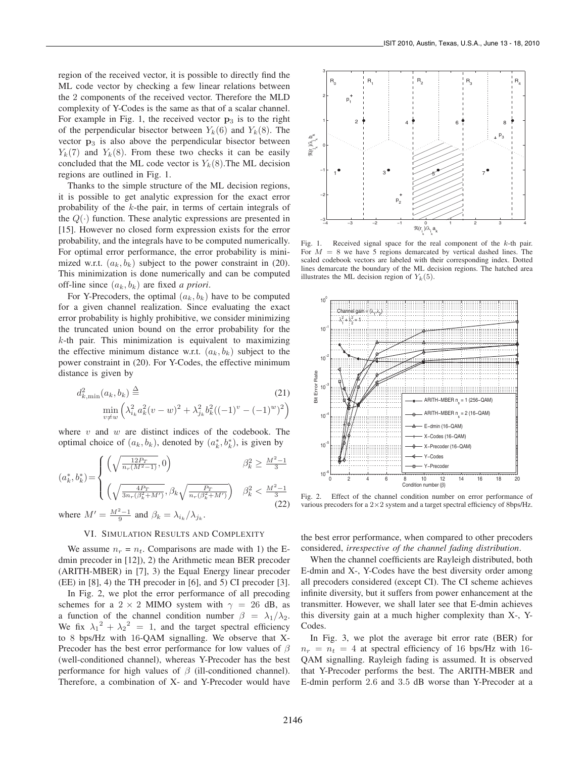region of the received vector, it is possible to directly find the ML code vector by checking a few linear relations between the 2 components of the received vector. Therefore the MLD complexity of Y-Codes is the same as that of a scalar channel. For example in Fig. 1, the received vector $\mathbf{p}_3$ is to the right of the perpendicular bisector between $Y_k(6)$ and $Y_k(8)$. The vector $\mathbf{p}_3$ is also above the perpendicular bisector between $Y_k(7)$ and $Y_k(8)$. From these two checks it can be easily concluded that the ML code vector is $Y_k(8)$.The ML decision regions are outlined in Fig. 1.

Thanks to the simple structure of the ML decision regions, it is possible to get analytic expression for the exact error probability of the $k$-the pair, in terms of certain integrals of the $Q(\cdot)$ function. These analytic expressions are presented in [15]. However no closed form expression exists for the error probability, and the integrals have to be computed numerically. For optimal error performance, the error probability is minimized w.r.t. $(a_k, b_k)$ subject to the power constraint in (20). This minimization is done numerically and can be computed off-line since $(a_k, b_k)$ are fixed *a priori*.

For Y-Precoders, the optimal $(a_k, b_k)$ have to be computed for a given channel realization. Since evaluating the exact error probability is highly prohibitive, we consider minimizing the truncated union bound on the error probability for the $k$-th pair. This minimization is equivalent to maximizing the effective minimum distance w.r.t. $(a_k, b_k)$ subject to the power constraint in (20). For Y-Codes, the effective minimum distance is given by

$$d^2_{k,\min}(a_k, b_k) \triangleq \min_{v \neq w} \left( \lambda^2_{i_k} a^2_k (v - w)^2 + \lambda^2_{j_k} b^2_k ((-1)^v - (-1)^w)^2 \right) \tag{21}$$

where $v$ and $w$ are distinct indices of the codebook. The optimal choice of $(a_k, b_k)$, denoted by $(a^*_k, b^*_k)$, is given by

$$(a^*_k, b^*_k) = \begin{cases} \left( \sqrt{\frac{12 P_T}{n_r(M^2-1)}}, 0 \right) & \beta^2_k \geq \frac{M^2-1}{3} \\ \left( \sqrt{\frac{4 P_T}{3 n_r(\beta^2_k + M')}}, \beta_k \sqrt{\frac{P_T}{n_r(\beta^2_k + M')}} \right) & \beta^2_k < \frac{M^2-1}{3} \end{cases} \tag{22}$$

where $M' = \frac{M^2-1}{9}$ and $\beta_k = \lambda_{i_k} / \lambda_{j_k}$.

## VI. Simulation Results and Complexity

We assume $n_r = n_t$. Comparisons are made with 1) the E-dmin precoder in [12]), 2) the Arithmetic mean BER precoder (ARITH-MBER) in [7], 3) the Equal Energy linear precoder (EE) in [8], 4) the TH precoder in [6], and 5) CI precoder [3].

In Fig. 2, we plot the error performance of all precoding schemes for a $2 \times 2$ MIMO system with $\gamma = 26$ dB, as a function of the channel condition number $\beta = \lambda_1 / \lambda_2$. We fix ${\lambda_1}^2 + {\lambda_2}^2 = 1$, and the target spectral efficiency to 8 bps/Hz with 16-QAM signalling. We observe that X-Precoder has the best error performance for low values of $\beta$ (well-conditioned channel), whereas Y-Precoder has the best performance for high values of $\beta$ (ill-conditioned channel). Therefore, a combination of X- and Y-Precoder would have the best error performance, when compared to other precoders considered, *irrespective of the channel fading distribution*.

When the channel coefficients are Rayleigh distributed, both E-dmin and X-, Y-Codes have the best diversity order among all precoders considered (except CI). The CI scheme achieves infinite diversity, but it suffers from power enhancement at the transmitter. However, we shall later see that E-dmin achieves this diversity gain at a much higher complexity than X-, Y-Codes.

In Fig. 3, we plot the average bit error rate (BER) for $n_r = n_t = 4$ at spectral efficiency of 16 bps/Hz with 16-QAM signalling. Rayleigh fading is assumed. It is observed that Y-Precoder performs the best. The ARITH-MBER and E-dmin perform 2.6 and 3.5 dB worse than Y-Precoder at a

Fig. 1. Received signal space for the real component of the $k$-th pair. For $M = 8$ we have 5 regions demarcated by vertical dashed lines. The scaled codebook vectors are labeled with their corresponding index. Dotted lines demarcate the boundary of the ML decision regions. The hatched area illustrates the ML decision region of $Y_k(5)$.

Fig. 2. Effect of the channel condition number on error performance of various precoders for a $2 \times 2$ system and a target spectral efficiency of 8bps/Hz.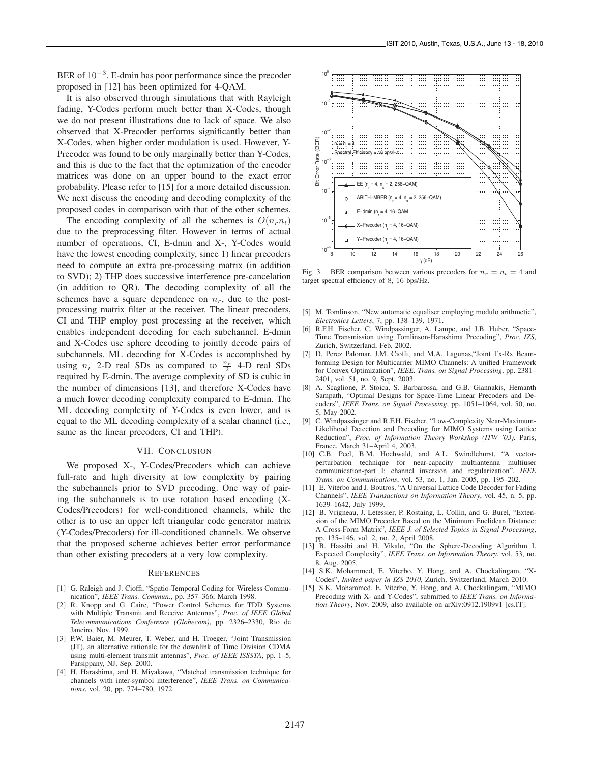BER of $10^{-3}$. E-dmin has poor performance since the precoder proposed in [12] has been optimized for 4-QAM.

It is also observed through simulations that with Rayleigh fading, Y-Codes perform much better than X-Codes, though we do not present illustrations due to lack of space. We also observed that X-Precoder performs significantly better than X-Codes, when higher order modulation is used. However, Y-Precoder was found to be only marginally better than Y-Codes, and this is due to the fact that the optimization of the encoder matrices was done on an upper bound to the exact error probability. Please refer to [15] for a more detailed discussion. We next discuss the encoding and decoding complexity of the proposed codes in comparison with that of the other schemes.

The encoding complexity of all the schemes is $O(n_r n_t)$ due to the preprocessing filter. However in terms of actual number of operations, CI, E-dmin and X-, Y-Codes would have the lowest encoding complexity, since 1) linear precoders need to compute an extra pre-processing matrix (in addition to SVD); 2) THP does successive interference pre-cancelation (in addition to QR). The decoding complexity of all the schemes have a square dependence on $n_r$, due to the post-processing matrix filter at the receiver. The linear precoders, CI and THP employ post processing at the receiver, which enables independent decoding for each subchannel. E-dmin and X-Codes use sphere decoding to jointly decode pairs of subchannels. ML decoding for X-Codes is accomplished by using $n_r$ 2-D real SDs as compared to $\frac{n_r}{2}$ 4-D real SDs required by E-dmin. The average complexity of SD is cubic in the number of dimensions [13], and therefore X-Codes have a much lower decoding complexity compared to E-dmin. The ML decoding complexity of Y-Codes is even lower, and is equal to the ML decoding complexity of a scalar channel (i.e., same as the linear precoders, CI and THP).

## VII. Conclusion

We proposed X-, Y-Codes/Precoders which can achieve full-rate and high diversity at low complexity by pairing the subchannels prior to SVD precoding. One way of pairing the subchannels is to use rotation based encoding (X-Codes/Precoders) for well-conditioned channels, while the other is to use an upper left triangular code generator matrix (Y-Codes/Precoders) for ill-conditioned channels. We observe that the proposed scheme achieves better error performance than other existing precoders at a very low complexity.

$n_r = n_t = 4$

Spectral Efficiency = 16 bps/Hz

Bit Error Rate (BER)

$\gamma$ (dB)

EE ($n_r$ = 4, $n_s$ = 2, 256–QAM)

ARITH–MBER ($n_r$ = 4, $n_s$ = 2, 256–QAM)

E–dmin ($n_r$ = 4, 16–QAM)

X–Precoder ($n_r$ = 4, 16–QAM)

Y–Precoder ($n_r$ = 4, 16–QAM)

Fig. 3. BER comparison between various precoders for $n_r = n_t = 4$ and target spectral efficiency of 8, 16 bps/Hz.

## References

[1] G. Raleigh and J. Cioffi, "Spatio-Temporal Coding for Wireless Communication", *IEEE Trans. Commun.*, pp. 357–366, March 1998.

[2] R. Knopp and G. Caire, "Power Control Schemes for TDD Systems with Multiple Transmit and Receive Antennas", *Proc. of IEEE Global Telecommunications Conference (Globecom)*, pp. 2326–2330, Rio de Janeiro, Nov. 1999.

[3] P.W. Baier, M. Meurer, T. Weber, and H. Troeger, "Joint Transmission (JT), an alternative rationale for the downlink of Time Division CDMA using multi-element transmit antennas", *Proc. of IEEE ISSSTA*, pp. 1–5, Parsippany, NJ, Sep. 2000.

[4] H. Harashima, and H. Miyakawa, "Matched transmission technique for channels with inter-symbol interference", *IEEE Trans. on Communications*, vol. 20, pp. 774–780, 1972.

[5] M. Tomlinson, "New automatic equaliser employing modulo arithmetic", *Electronics Letters*, 7, pp. 138–139, 1971.

[6] R.F.H. Fischer, C. Windpassinger, A. Lampe, and J.B. Huber, "Space-Time Transmission using Tomlinson-Harashima Precoding", *Proc. IZS*, Zurich, Switzerland, Feb. 2002.

[7] D. Perez Palomar, J.M. Cioffi, and M.A. Lagunas,"Joint Tx-Rx Beamforming Design for Multicarrier MIMO Channels: A unified Framework for Convex Optimization", *IEEE. Trans. on Signal Processing*, pp. 2381–2401, vol. 51, no. 9, Sept. 2003.

[8] A. Scaglione, P. Stoica, S. Barbarossa, and G.B. Giannakis, Hemanth Sampath, "Optimal Designs for Space-Time Linear Precoders and Decoders", *IEEE Trans. on Signal Processing*, pp. 1051–1064, vol. 50, no. 5, May 2002.

[9] C. Windpassinger and R.F.H. Fischer, "Low-Complexity Near-Maximum-Likelihood Detection and Precoding for MIMO Systems using Lattice Reduction", *Proc. of Information Theory Workshop (ITW '03)*, Paris, France, March 31–April 4, 2003.

[10] C.B. Peel, B.M. Hochwald, and A.L. Swindlehurst, "A vector-perturbation technique for near-capacity multiantenna multiuser communication-part I: channel inversion and regularization", *IEEE Trans. on Communications*, vol. 53, no. 1, Jan. 2005, pp. 195–202.

[11] E. Viterbo and J. Boutros, "A Universal Lattice Code Decoder for Fading Channels", *IEEE Transactions on Information Theory*, vol. 45, n. 5, pp. 1639–1642, July 1999.

[12] B. Vrigneau, J. Letessier, P. Rostaing, L. Collin, and G. Burel, "Extension of the MIMO Precoder Based on the Minimum Euclidean Distance: A Cross-Form Matrix", *IEEE J. of Selected Topics in Signal Processing*, pp. 135–146, vol. 2, no. 2, April 2008.

[13] B. Hassibi and H. Vikalo, "On the Sphere-Decoding Algorithm I. Expected Complexity", *IEEE Trans. on Information Theory*, vol. 53, no. 8, Aug. 2005.

[14] S.K. Mohammed, E. Viterbo, Y. Hong, and A. Chockalingam, "X-Codes", *Invited paper in IZS 2010*, Zurich, Switzerland, March 2010.

[15] S.K. Mohammed, E. Viterbo, Y. Hong, and A. Chockalingam, "MIMO Precoding with X- and Y-Codes", submitted to *IEEE Trans. on Information Theory*, Nov. 2009, also available on arXiv:0912.1909v1 [cs.IT].